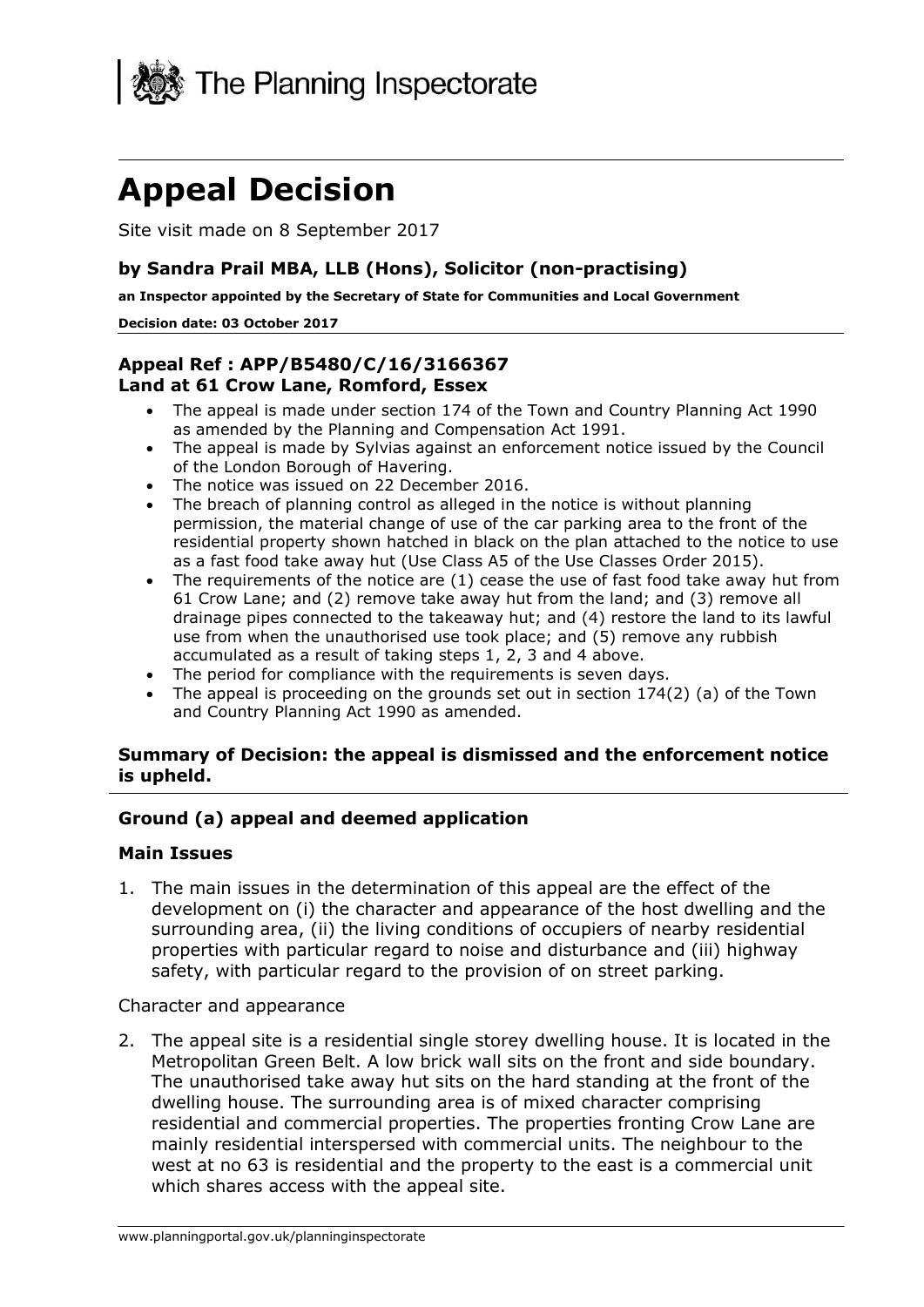The Planning Inspectorate

# Appeal Decision

Site visit made on 8 September 2017

### by Sandra Prail MBA, LLB (Hons), Solicitor (non-practising)

**an Inspector appointed by the Secretary of State for Communities and Local Government**

**Decision date: 03 October 2017**

### Appeal Ref : APP/B5480/C/16/3166367
### Land at 61 Crow Lane, Romford, Essex

- The appeal is made under section 174 of the Town and Country Planning Act 1990 as amended by the Planning and Compensation Act 1991.
- The appeal is made by Sylvias against an enforcement notice issued by the Council of the London Borough of Havering.
- The notice was issued on 22 December 2016.
- The breach of planning control as alleged in the notice is without planning permission, the material change of use of the car parking area to the front of the residential property shown hatched in black on the plan attached to the notice to use as a fast food take away hut (Use Class A5 of the Use Classes Order 2015).
- The requirements of the notice are (1) cease the use of fast food take away hut from 61 Crow Lane; and (2) remove take away hut from the land; and (3) remove all drainage pipes connected to the takeaway hut; and (4) restore the land to its lawful use from when the unauthorised use took place; and (5) remove any rubbish accumulated as a result of taking steps 1, 2, 3 and 4 above.
- The period for compliance with the requirements is seven days.
- The appeal is proceeding on the grounds set out in section 174(2) (a) of the Town and Country Planning Act 1990 as amended.

### Summary of Decision: the appeal is dismissed and the enforcement notice is upheld.

### Ground (a) appeal and deemed application

#### Main Issues

1. The main issues in the determination of this appeal are the effect of the development on (i) the character and appearance of the host dwelling and the surrounding area, (ii) the living conditions of occupiers of nearby residential properties with particular regard to noise and disturbance and (iii) highway safety, with particular regard to the provision of on street parking.

Character and appearance

2. The appeal site is a residential single storey dwelling house. It is located in the Metropolitan Green Belt. A low brick wall sits on the front and side boundary. The unauthorised take away hut sits on the hard standing at the front of the dwelling house. The surrounding area is of mixed character comprising residential and commercial properties. The properties fronting Crow Lane are mainly residential interspersed with commercial units. The neighbour to the west at no 63 is residential and the property to the east is a commercial unit which shares access with the appeal site.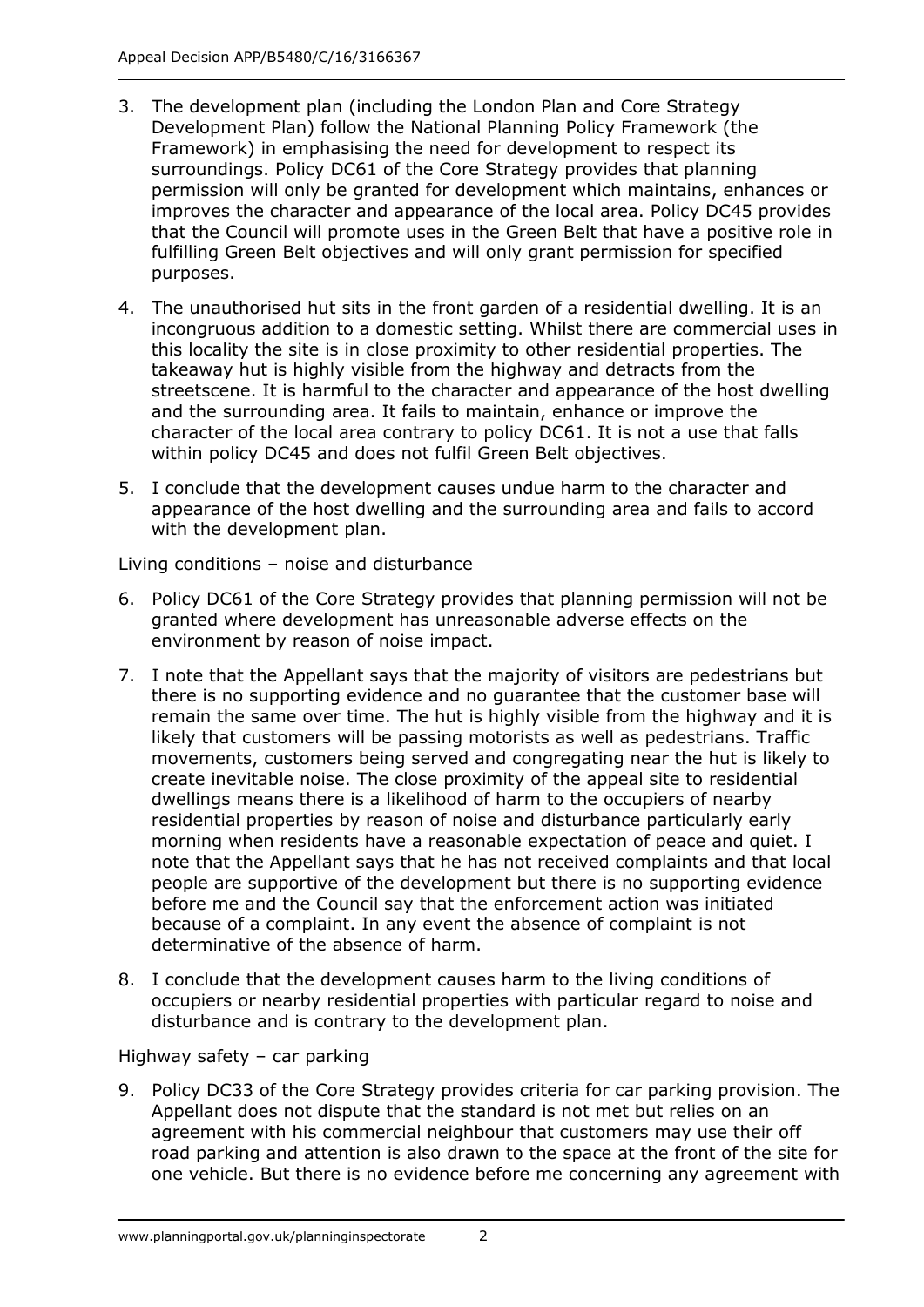3. The development plan (including the London Plan and Core Strategy Development Plan) follow the National Planning Policy Framework (the Framework) in emphasising the need for development to respect its surroundings. Policy DC61 of the Core Strategy provides that planning permission will only be granted for development which maintains, enhances or improves the character and appearance of the local area. Policy DC45 provides that the Council will promote uses in the Green Belt that have a positive role in fulfilling Green Belt objectives and will only grant permission for specified purposes.

4. The unauthorised hut sits in the front garden of a residential dwelling. It is an incongruous addition to a domestic setting. Whilst there are commercial uses in this locality the site is in close proximity to other residential properties. The takeaway hut is highly visible from the highway and detracts from the streetscene. It is harmful to the character and appearance of the host dwelling and the surrounding area. It fails to maintain, enhance or improve the character of the local area contrary to policy DC61. It is not a use that falls within policy DC45 and does not fulfil Green Belt objectives.

5. I conclude that the development causes undue harm to the character and appearance of the host dwelling and the surrounding area and fails to accord with the development plan.

Living conditions – noise and disturbance

6. Policy DC61 of the Core Strategy provides that planning permission will not be granted where development has unreasonable adverse effects on the environment by reason of noise impact.

7. I note that the Appellant says that the majority of visitors are pedestrians but there is no supporting evidence and no guarantee that the customer base will remain the same over time. The hut is highly visible from the highway and it is likely that customers will be passing motorists as well as pedestrians. Traffic movements, customers being served and congregating near the hut is likely to create inevitable noise. The close proximity of the appeal site to residential dwellings means there is a likelihood of harm to the occupiers of nearby residential properties by reason of noise and disturbance particularly early morning when residents have a reasonable expectation of peace and quiet. I note that the Appellant says that he has not received complaints and that local people are supportive of the development but there is no supporting evidence before me and the Council say that the enforcement action was initiated because of a complaint. In any event the absence of complaint is not determinative of the absence of harm.

8. I conclude that the development causes harm to the living conditions of occupiers or nearby residential properties with particular regard to noise and disturbance and is contrary to the development plan.

Highway safety – car parking

9. Policy DC33 of the Core Strategy provides criteria for car parking provision. The Appellant does not dispute that the standard is not met but relies on an agreement with his commercial neighbour that customers may use their off road parking and attention is also drawn to the space at the front of the site for one vehicle. But there is no evidence before me concerning any agreement with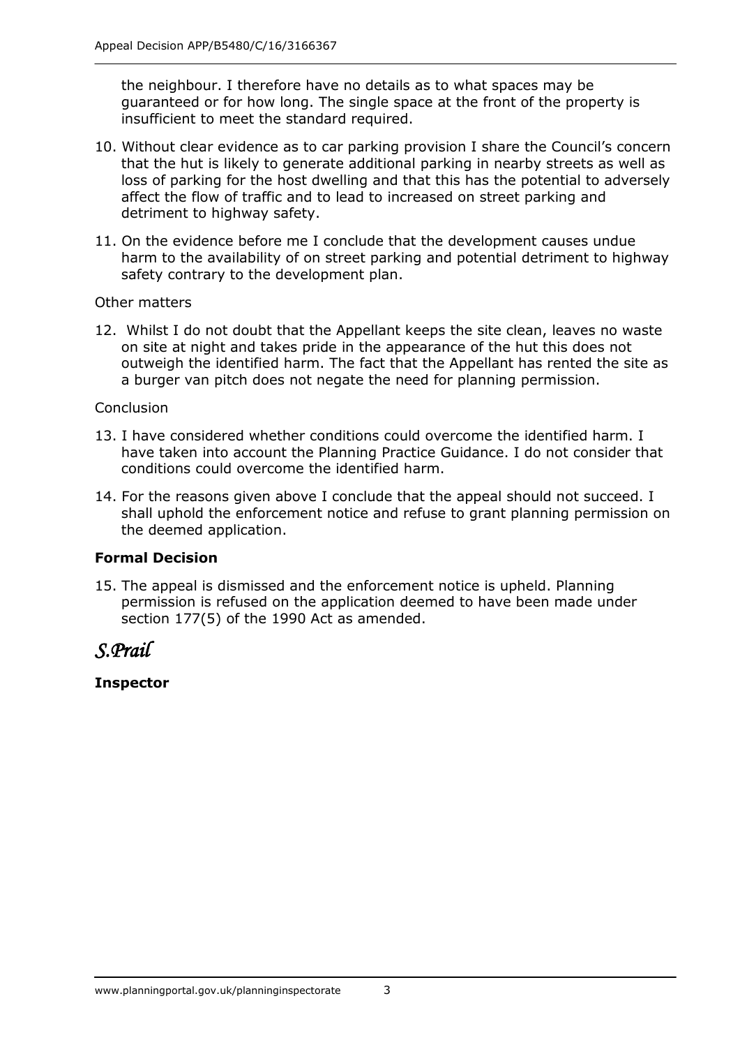the neighbour. I therefore have no details as to what spaces may be guaranteed or for how long. The single space at the front of the property is insufficient to meet the standard required.

10. Without clear evidence as to car parking provision I share the Council's concern that the hut is likely to generate additional parking in nearby streets as well as loss of parking for the host dwelling and that this has the potential to adversely affect the flow of traffic and to lead to increased on street parking and detriment to highway safety.

11. On the evidence before me I conclude that the development causes undue harm to the availability of on street parking and potential detriment to highway safety contrary to the development plan.

Other matters

12. Whilst I do not doubt that the Appellant keeps the site clean, leaves no waste on site at night and takes pride in the appearance of the hut this does not outweigh the identified harm. The fact that the Appellant has rented the site as a burger van pitch does not negate the need for planning permission.

Conclusion

13. I have considered whether conditions could overcome the identified harm. I have taken into account the Planning Practice Guidance. I do not consider that conditions could overcome the identified harm.

14. For the reasons given above I conclude that the appeal should not succeed. I shall uphold the enforcement notice and refuse to grant planning permission on the deemed application.

## Formal Decision

15. The appeal is dismissed and the enforcement notice is upheld. Planning permission is refused on the application deemed to have been made under section 177(5) of the 1990 Act as amended.

*S.Prail*

**Inspector**